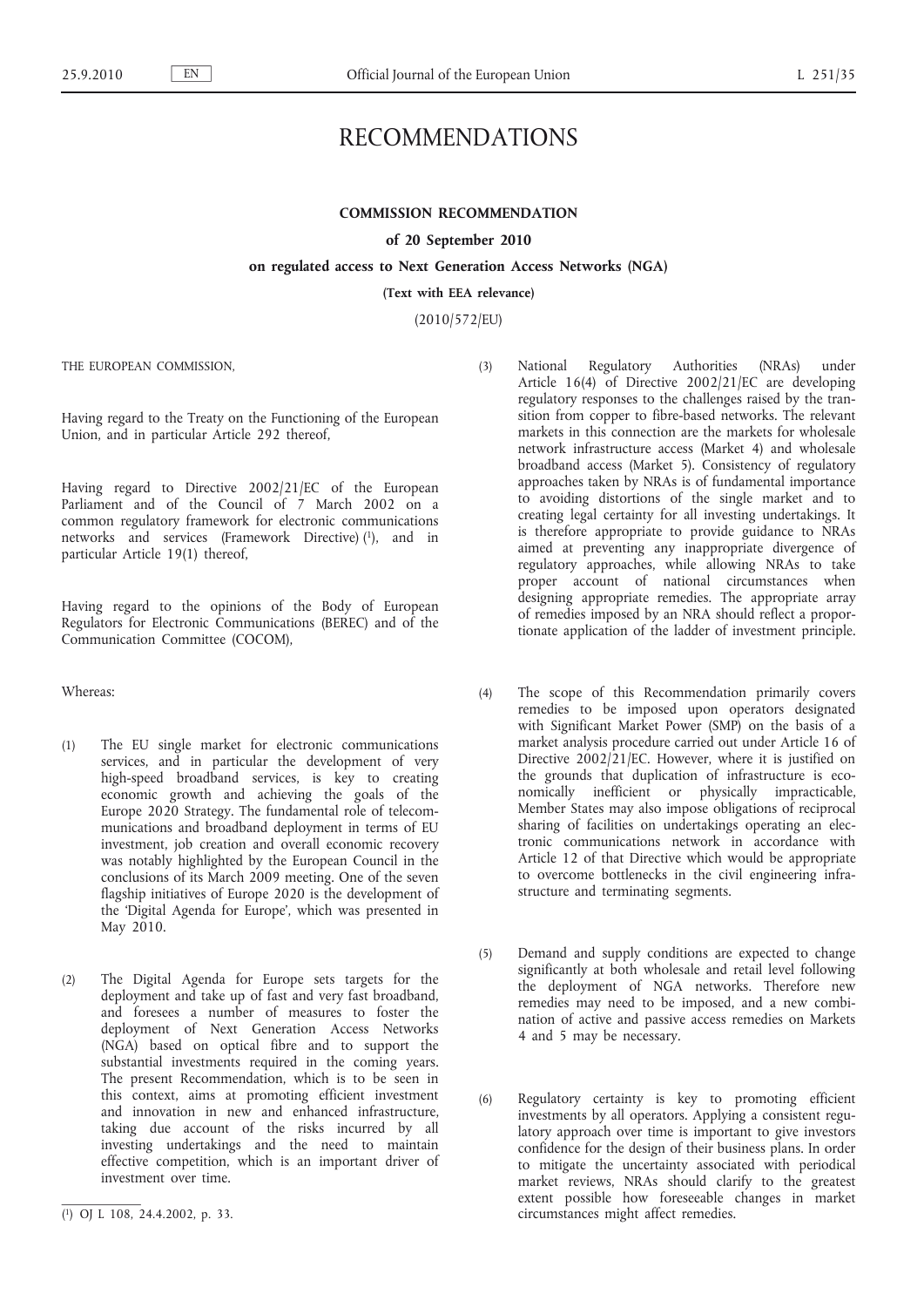# RECOMMENDATIONS

## COMMISSION RECOMMENDATION

### of 20 September 2010

### on regulated access to Next Generation Access Networks (NGA)

**(Text with EEA relevance)**

(2010/572/EU)

THE EUROPEAN COMMISSION,

Having regard to the Treaty on the Functioning of the European Union, and in particular Article 292 thereof,

Having regard to Directive 2002/21/EC of the European Parliament and of the Council of 7 March 2002 on a common regulatory framework for electronic communications networks and services (Framework Directive) [1], and in particular Article 19(1) thereof,

Having regard to the opinions of the Body of European Regulators for Electronic Communications (BEREC) and of the Communication Committee (COCOM),

Whereas:

(1) The EU single market for electronic communications services, and in particular the development of very high-speed broadband services, is key to creating economic growth and achieving the goals of the Europe 2020 Strategy. The fundamental role of telecommunications and broadband deployment in terms of EU investment, job creation and overall economic recovery was notably highlighted by the European Council in the conclusions of its March 2009 meeting. One of the seven flagship initiatives of Europe 2020 is the development of the 'Digital Agenda for Europe', which was presented in May 2010.

(2) The Digital Agenda for Europe sets targets for the deployment and take up of fast and very fast broadband, and foresees a number of measures to foster the deployment of Next Generation Access Networks (NGA) based on optical fibre and to support the substantial investments required in the coming years. The present Recommendation, which is to be seen in this context, aims at promoting efficient investment and innovation in new and enhanced infrastructure, taking due account of the risks incurred by all investing undertakings and the need to maintain effective competition, which is an important driver of investment over time.

(3) National Regulatory Authorities (NRAs) under Article 16(4) of Directive 2002/21/EC are developing regulatory responses to the challenges raised by the transition from copper to fibre-based networks. The relevant markets in this connection are the markets for wholesale network infrastructure access (Market 4) and wholesale broadband access (Market 5). Consistency of regulatory approaches taken by NRAs is of fundamental importance to avoiding distortions of the single market and to creating legal certainty for all investing undertakings. It is therefore appropriate to provide guidance to NRAs aimed at preventing any inappropriate divergence of regulatory approaches, while allowing NRAs to take proper account of national circumstances when designing appropriate remedies. The appropriate array of remedies imposed by an NRA should reflect a proportionate application of the ladder of investment principle.

(4) The scope of this Recommendation primarily covers remedies to be imposed upon operators designated with Significant Market Power (SMP) on the basis of a market analysis procedure carried out under Article 16 of Directive 2002/21/EC. However, where it is justified on the grounds that duplication of infrastructure is economically inefficient or physically impracticable, Member States may also impose obligations of reciprocal sharing of facilities on undertakings operating an electronic communications network in accordance with Article 12 of that Directive which would be appropriate to overcome bottlenecks in the civil engineering infrastructure and terminating segments.

(5) Demand and supply conditions are expected to change significantly at both wholesale and retail level following the deployment of NGA networks. Therefore new remedies may need to be imposed, and a new combination of active and passive access remedies on Markets 4 and 5 may be necessary.

(6) Regulatory certainty is key to promoting efficient investments by all operators. Applying a consistent regulatory approach over time is important to give investors confidence for the design of their business plans. In order to mitigate the uncertainty associated with periodical market reviews, NRAs should clarify to the greatest extent possible how foreseeable changes in market circumstances might affect remedies.

[1] OJ L 108, 24.4.2002, p. 33.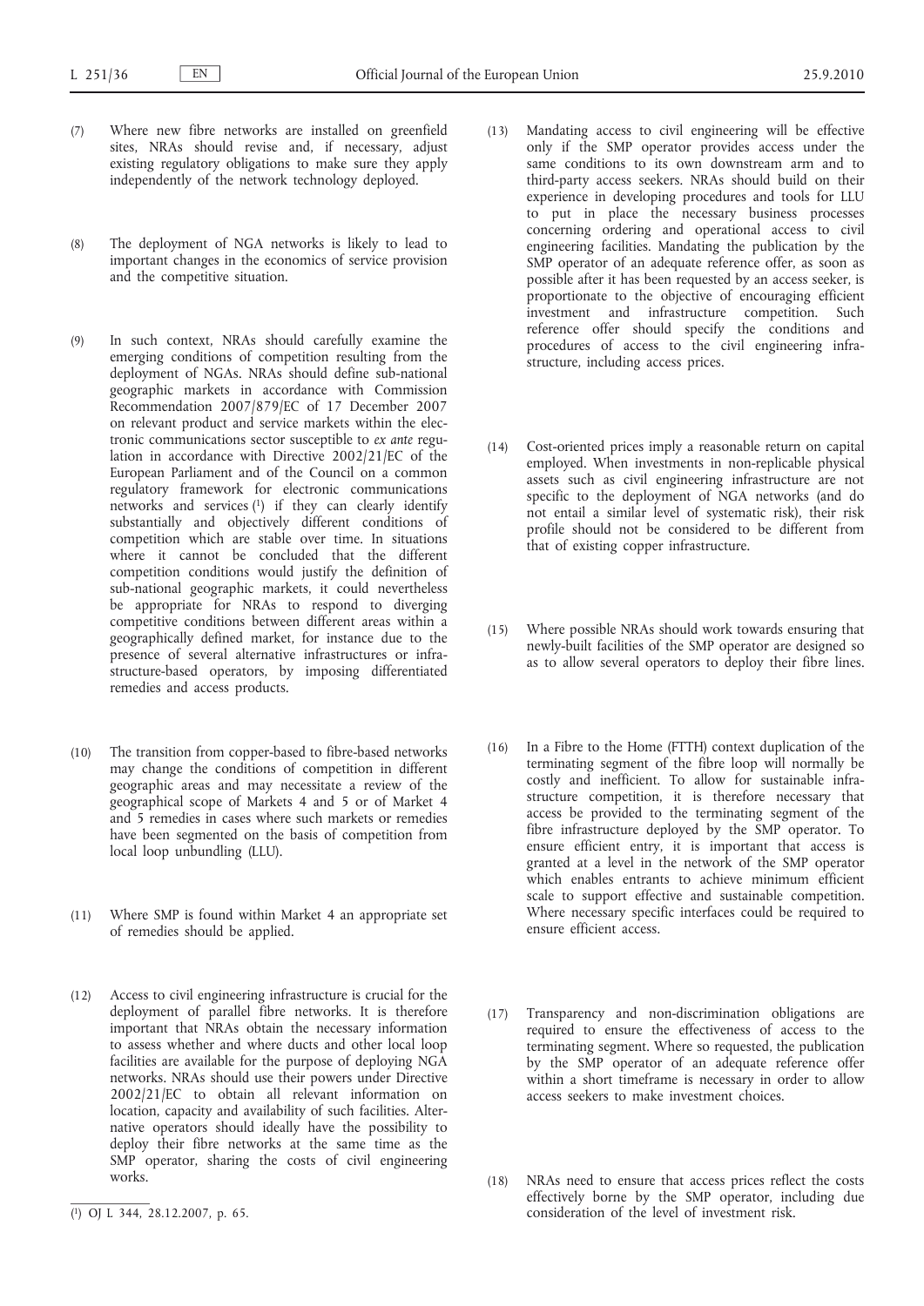(7) Where new fibre networks are installed on greenfield sites, NRAs should revise and, if necessary, adjust existing regulatory obligations to make sure they apply independently of the network technology deployed.

(8) The deployment of NGA networks is likely to lead to important changes in the economics of service provision and the competitive situation.

(9) In such context, NRAs should carefully examine the emerging conditions of competition resulting from the deployment of NGAs. NRAs should define sub-national geographic markets in accordance with Commission Recommendation 2007/879/EC of 17 December 2007 on relevant product and service markets within the electronic communications sector susceptible to *ex ante* regulation in accordance with Directive 2002/21/EC of the European Parliament and of the Council on a common regulatory framework for electronic communications networks and services [1] if they can clearly identify substantially and objectively different conditions of competition which are stable over time. In situations where it cannot be concluded that the different competition conditions would justify the definition of sub-national geographic markets, it could nevertheless be appropriate for NRAs to respond to diverging competitive conditions between different areas within a geographically defined market, for instance due to the presence of several alternative infrastructures or infrastructure-based operators, by imposing differentiated remedies and access products.

(10) The transition from copper-based to fibre-based networks may change the conditions of competition in different geographic areas and may necessitate a review of the geographical scope of Markets 4 and 5 or of Market 4 and 5 remedies in cases where such markets or remedies have been segmented on the basis of competition from local loop unbundling (LLU).

(11) Where SMP is found within Market 4 an appropriate set of remedies should be applied.

(12) Access to civil engineering infrastructure is crucial for the deployment of parallel fibre networks. It is therefore important that NRAs obtain the necessary information to assess whether and where ducts and other local loop facilities are available for the purpose of deploying NGA networks. NRAs should use their powers under Directive 2002/21/EC to obtain all relevant information on location, capacity and availability of such facilities. Alternative operators should ideally have the possibility to deploy their fibre networks at the same time as the SMP operator, sharing the costs of civil engineering works.

(13) Mandating access to civil engineering will be effective only if the SMP operator provides access under the same conditions to its own downstream arm and to third-party access seekers. NRAs should build on their experience in developing procedures and tools for LLU to put in place the necessary business processes concerning ordering and operational access to civil engineering facilities. Mandating the publication by the SMP operator of an adequate reference offer, as soon as possible after it has been requested by an access seeker, is proportionate to the objective of encouraging efficient investment and infrastructure competition. Such reference offer should specify the conditions and procedures of access to the civil engineering infrastructure, including access prices.

(14) Cost-oriented prices imply a reasonable return on capital employed. When investments in non-replicable physical assets such as civil engineering infrastructure are not specific to the deployment of NGA networks (and do not entail a similar level of systematic risk), their risk profile should not be considered to be different from that of existing copper infrastructure.

(15) Where possible NRAs should work towards ensuring that newly-built facilities of the SMP operator are designed so as to allow several operators to deploy their fibre lines.

(16) In a Fibre to the Home (FTTH) context duplication of the terminating segment of the fibre loop will normally be costly and inefficient. To allow for sustainable infrastructure competition, it is therefore necessary that access be provided to the terminating segment of the fibre infrastructure deployed by the SMP operator. To ensure efficient entry, it is important that access is granted at a level in the network of the SMP operator which enables entrants to achieve minimum efficient scale to support effective and sustainable competition. Where necessary specific interfaces could be required to ensure efficient access.

(17) Transparency and non-discrimination obligations are required to ensure the effectiveness of access to the terminating segment. Where so requested, the publication by the SMP operator of an adequate reference offer within a short timeframe is necessary in order to allow access seekers to make investment choices.

(18) NRAs need to ensure that access prices reflect the costs effectively borne by the SMP operator, including due consideration of the level of investment risk.

---

[1] OJ L 344, 28.12.2007, p. 65.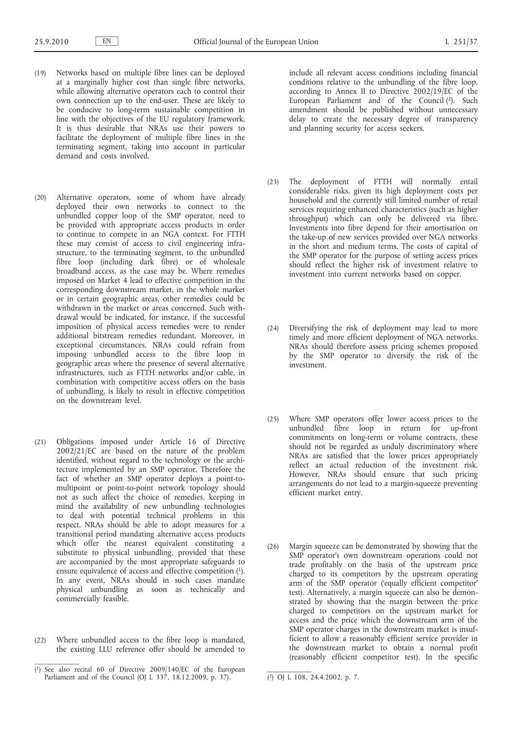(19) Networks based on multiple fibre lines can be deployed at a marginally higher cost than single fibre networks, while allowing alternative operators each to control their own connection up to the end-user. These are likely to be conducive to long-term sustainable competition in line with the objectives of the EU regulatory framework. It is thus desirable that NRAs use their powers to facilitate the deployment of multiple fibre lines in the terminating segment, taking into account in particular demand and costs involved.

(20) Alternative operators, some of whom have already deployed their own networks to connect to the unbundled copper loop of the SMP operator, need to be provided with appropriate access products in order to continue to compete in an NGA context. For FTTH these may consist of access to civil engineering infrastructure, to the terminating segment, to the unbundled fibre loop (including dark fibre) or of wholesale broadband access, as the case may be. Where remedies imposed on Market 4 lead to effective competition in the corresponding downstream market, in the whole market or in certain geographic areas, other remedies could be withdrawn in the market or areas concerned. Such withdrawal would be indicated, for instance, if the successful imposition of physical access remedies were to render additional bitstream remedies redundant. Moreover, in exceptional circumstances, NRAs could refrain from imposing unbundled access to the fibre loop in geographic areas where the presence of several alternative infrastructures, such as FTTH networks and/or cable, in combination with competitive access offers on the basis of unbundling, is likely to result in effective competition on the downstream level.

(21) Obligations imposed under Article 16 of Directive 2002/21/EC are based on the nature of the problem identified, without regard to the technology or the architecture implemented by an SMP operator. Therefore the fact of whether an SMP operator deploys a point-to-multipoint or point-to-point network topology should not as such affect the choice of remedies, keeping in mind the availability of new unbundling technologies to deal with potential technical problems in this respect. NRAs should be able to adopt measures for a transitional period mandating alternative access products which offer the nearest equivalent constituting a substitute to physical unbundling, provided that these are accompanied by the most appropriate safeguards to ensure equivalence of access and effective competition [1]. In any event, NRAs should in such cases mandate physical unbundling as soon as technically and commercially feasible.

(22) Where unbundled access to the fibre loop is mandated, the existing LLU reference offer should be amended to include all relevant access conditions including financial conditions relative to the unbundling of the fibre loop, according to Annex II to Directive 2002/19/EC of the European Parliament and of the Council [2]. Such amendment should be published without unnecessary delay to create the necessary degree of transparency and planning security for access seekers.

(23) The deployment of FTTH will normally entail considerable risks, given its high deployment costs per household and the currently still limited number of retail services requiring enhanced characteristics (such as higher throughput) which can only be delivered via fibre. Investments into fibre depend for their amortisation on the take-up of new services provided over NGA networks in the short and medium terms. The costs of capital of the SMP operator for the purpose of setting access prices should reflect the higher risk of investment relative to investment into current networks based on copper.

(24) Diversifying the risk of deployment may lead to more timely and more efficient deployment of NGA networks. NRAs should therefore assess pricing schemes proposed by the SMP operator to diversify the risk of the investment.

(25) Where SMP operators offer lower access prices to the unbundled fibre loop in return for up-front commitments on long-term or volume contracts, these should not be regarded as unduly discriminatory where NRAs are satisfied that the lower prices appropriately reflect an actual reduction of the investment risk. However, NRAs should ensure that such pricing arrangements do not lead to a margin-squeeze preventing efficient market entry.

(26) Margin squeeze can be demonstrated by showing that the SMP operator's own downstream operations could not trade profitably on the basis of the upstream price charged to its competitors by the upstream operating arm of the SMP operator ('equally efficient competitor' test). Alternatively, a margin squeeze can also be demonstrated by showing that the margin between the price charged to competitors on the upstream market for access and the price which the downstream arm of the SMP operator charges in the downstream market is insufficient to allow a reasonably efficient service provider in the downstream market to obtain a normal profit (reasonably efficient competitor test). In the specific

---

[1] See also recital 60 of Directive 2009/140/EC of the European Parliament and of the Council (OJ L 337, 18.12.2009, p. 37).

[2] OJ L 108, 24.4.2002, p. 7.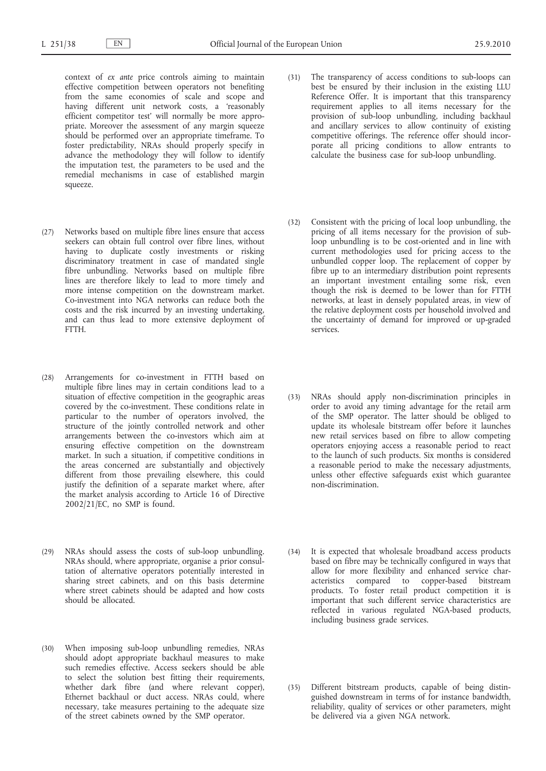context of *ex ante* price controls aiming to maintain effective competition between operators not benefiting from the same economies of scale and scope and having different unit network costs, a 'reasonably efficient competitor test' will normally be more appropriate. Moreover the assessment of any margin squeeze should be performed over an appropriate timeframe. To foster predictability, NRAs should properly specify in advance the methodology they will follow to identify the imputation test, the parameters to be used and the remedial mechanisms in case of established margin squeeze.

(27) Networks based on multiple fibre lines ensure that access seekers can obtain full control over fibre lines, without having to duplicate costly investments or risking discriminatory treatment in case of mandated single fibre unbundling. Networks based on multiple fibre lines are therefore likely to lead to more timely and more intense competition on the downstream market. Co-investment into NGA networks can reduce both the costs and the risk incurred by an investing undertaking, and can thus lead to more extensive deployment of FTTH.

(28) Arrangements for co-investment in FTTH based on multiple fibre lines may in certain conditions lead to a situation of effective competition in the geographic areas covered by the co-investment. These conditions relate in particular to the number of operators involved, the structure of the jointly controlled network and other arrangements between the co-investors which aim at ensuring effective competition on the downstream market. In such a situation, if competitive conditions in the areas concerned are substantially and objectively different from those prevailing elsewhere, this could justify the definition of a separate market where, after the market analysis according to Article 16 of Directive 2002/21/EC, no SMP is found.

(29) NRAs should assess the costs of sub-loop unbundling. NRAs should, where appropriate, organise a prior consultation of alternative operators potentially interested in sharing street cabinets, and on this basis determine where street cabinets should be adapted and how costs should be allocated.

(30) When imposing sub-loop unbundling remedies, NRAs should adopt appropriate backhaul measures to make such remedies effective. Access seekers should be able to select the solution best fitting their requirements, whether dark fibre (and where relevant copper), Ethernet backhaul or duct access. NRAs could, where necessary, take measures pertaining to the adequate size of the street cabinets owned by the SMP operator.

(31) The transparency of access conditions to sub-loops can best be ensured by their inclusion in the existing LLU Reference Offer. It is important that this transparency requirement applies to all items necessary for the provision of sub-loop unbundling, including backhaul and ancillary services to allow continuity of existing competitive offerings. The reference offer should incorporate all pricing conditions to allow entrants to calculate the business case for sub-loop unbundling.

(32) Consistent with the pricing of local loop unbundling, the pricing of all items necessary for the provision of sub-loop unbundling is to be cost-oriented and in line with current methodologies used for pricing access to the unbundled copper loop. The replacement of copper by fibre up to an intermediary distribution point represents an important investment entailing some risk, even though the risk is deemed to be lower than for FTTH networks, at least in densely populated areas, in view of the relative deployment costs per household involved and the uncertainty of demand for improved or up-graded services.

(33) NRAs should apply non-discrimination principles in order to avoid any timing advantage for the retail arm of the SMP operator. The latter should be obliged to update its wholesale bitstream offer before it launches new retail services based on fibre to allow competing operators enjoying access a reasonable period to react to the launch of such products. Six months is considered a reasonable period to make the necessary adjustments, unless other effective safeguards exist which guarantee non-discrimination.

(34) It is expected that wholesale broadband access products based on fibre may be technically configured in ways that allow for more flexibility and enhanced service characteristics compared to copper-based bitstream products. To foster retail product competition it is important that such different service characteristics are reflected in various regulated NGA-based products, including business grade services.

(35) Different bitstream products, capable of being distinguished downstream in terms of for instance bandwidth, reliability, quality of services or other parameters, might be delivered via a given NGA network.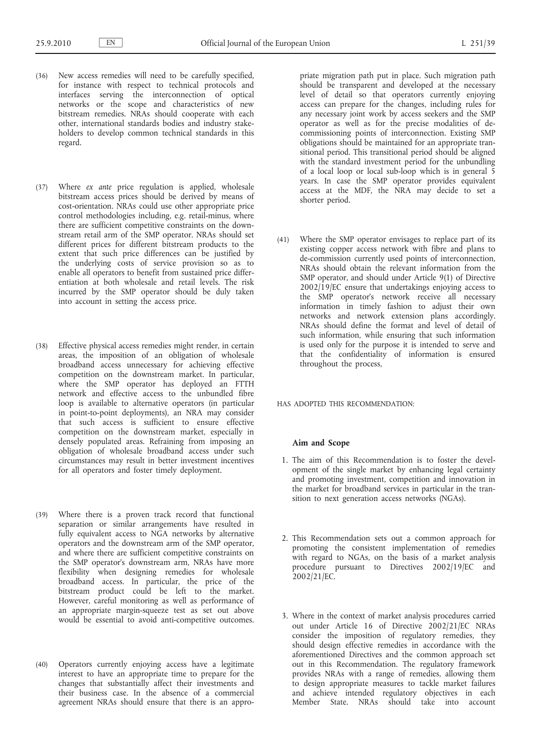(36) New access remedies will need to be carefully specified, for instance with respect to technical protocols and interfaces serving the interconnection of optical networks or the scope and characteristics of new bitstream remedies. NRAs should cooperate with each other, international standards bodies and industry stakeholders to develop common technical standards in this regard.

(37) Where *ex ante* price regulation is applied, wholesale bitstream access prices should be derived by means of cost-orientation. NRAs could use other appropriate price control methodologies including, e.g. retail-minus, where there are sufficient competitive constraints on the downstream retail arm of the SMP operator. NRAs should set different prices for different bitstream products to the extent that such price differences can be justified by the underlying costs of service provision so as to enable all operators to benefit from sustained price differentiation at both wholesale and retail levels. The risk incurred by the SMP operator should be duly taken into account in setting the access price.

(38) Effective physical access remedies might render, in certain areas, the imposition of an obligation of wholesale broadband access unnecessary for achieving effective competition on the downstream market. In particular, where the SMP operator has deployed an FTTH network and effective access to the unbundled fibre loop is available to alternative operators (in particular in point-to-point deployments), an NRA may consider that such access is sufficient to ensure effective competition on the downstream market, especially in densely populated areas. Refraining from imposing an obligation of wholesale broadband access under such circumstances may result in better investment incentives for all operators and foster timely deployment.

(39) Where there is a proven track record that functional separation or similar arrangements have resulted in fully equivalent access to NGA networks by alternative operators and the downstream arm of the SMP operator, and where there are sufficient competitive constraints on the SMP operator's downstream arm, NRAs have more flexibility when designing remedies for wholesale broadband access. In particular, the price of the bitstream product could be left to the market. However, careful monitoring as well as performance of an appropriate margin-squeeze test as set out above would be essential to avoid anti-competitive outcomes.

(40) Operators currently enjoying access have a legitimate interest to have an appropriate time to prepare for the changes that substantially affect their investments and their business case. In the absence of a commercial agreement NRAs should ensure that there is an appropriate migration path put in place. Such migration path should be transparent and developed at the necessary level of detail so that operators currently enjoying access can prepare for the changes, including rules for any necessary joint work by access seekers and the SMP operator as well as for the precise modalities of decommissioning points of interconnection. Existing SMP obligations should be maintained for an appropriate transitional period. This transitional period should be aligned with the standard investment period for the unbundling of a local loop or local sub-loop which is in general 5 years. In case the SMP operator provides equivalent access at the MDF, the NRA may decide to set a shorter period.

(41) Where the SMP operator envisages to replace part of its existing copper access network with fibre and plans to de-commission currently used points of interconnection, NRAs should obtain the relevant information from the SMP operator, and should under Article 9(1) of Directive 2002/19/EC ensure that undertakings enjoying access to the SMP operator's network receive all necessary information in timely fashion to adjust their own networks and network extension plans accordingly. NRAs should define the format and level of detail of such information, while ensuring that such information is used only for the purpose it is intended to serve and that the confidentiality of information is ensured throughout the process,

HAS ADOPTED THIS RECOMMENDATION:

**Aim and Scope**

1. The aim of this Recommendation is to foster the development of the single market by enhancing legal certainty and promoting investment, competition and innovation in the market for broadband services in particular in the transition to next generation access networks (NGAs).

2. This Recommendation sets out a common approach for promoting the consistent implementation of remedies with regard to NGAs, on the basis of a market analysis procedure pursuant to Directives 2002/19/EC and 2002/21/EC.

3. Where in the context of market analysis procedures carried out under Article 16 of Directive 2002/21/EC NRAs consider the imposition of regulatory remedies, they should design effective remedies in accordance with the aforementioned Directives and the common approach set out in this Recommendation. The regulatory framework provides NRAs with a range of remedies, allowing them to design appropriate measures to tackle market failures and achieve intended regulatory objectives in each Member State. NRAs should take into account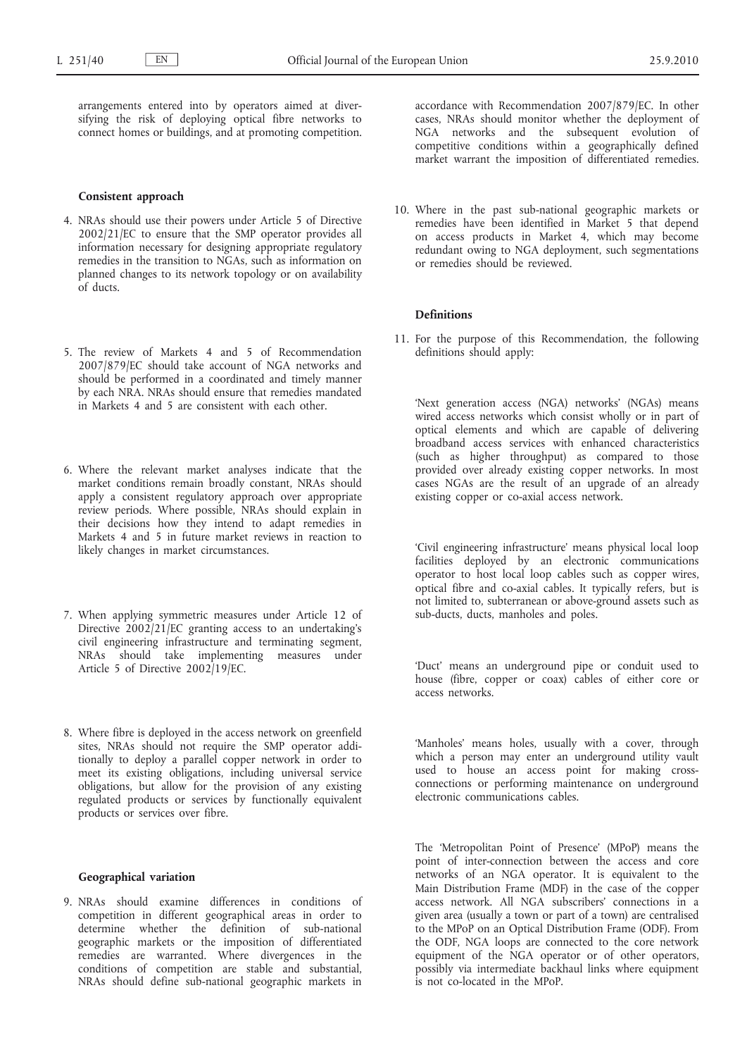arrangements entered into by operators aimed at diversifying the risk of deploying optical fibre networks to connect homes or buildings, and at promoting competition.

**Consistent approach**

4. NRAs should use their powers under Article 5 of Directive 2002/21/EC to ensure that the SMP operator provides all information necessary for designing appropriate regulatory remedies in the transition to NGAs, such as information on planned changes to its network topology or on availability of ducts.

5. The review of Markets 4 and 5 of Recommendation 2007/879/EC should take account of NGA networks and should be performed in a coordinated and timely manner by each NRA. NRAs should ensure that remedies mandated in Markets 4 and 5 are consistent with each other.

6. Where the relevant market analyses indicate that the market conditions remain broadly constant, NRAs should apply a consistent regulatory approach over appropriate review periods. Where possible, NRAs should explain in their decisions how they intend to adapt remedies in Markets 4 and 5 in future market reviews in reaction to likely changes in market circumstances.

7. When applying symmetric measures under Article 12 of Directive 2002/21/EC granting access to an undertaking's civil engineering infrastructure and terminating segment, NRAs should take implementing measures under Article 5 of Directive 2002/19/EC.

8. Where fibre is deployed in the access network on greenfield sites, NRAs should not require the SMP operator additionally to deploy a parallel copper network in order to meet its existing obligations, including universal service obligations, but allow for the provision of any existing regulated products or services by functionally equivalent products or services over fibre.

**Geographical variation**

9. NRAs should examine differences in conditions of competition in different geographical areas in order to determine whether the definition of sub-national geographic markets or the imposition of differentiated remedies are warranted. Where divergences in the conditions of competition are stable and substantial, NRAs should define sub-national geographic markets in accordance with Recommendation 2007/879/EC. In other cases, NRAs should monitor whether the deployment of NGA networks and the subsequent evolution of competitive conditions within a geographically defined market warrant the imposition of differentiated remedies.

10. Where in the past sub-national geographic markets or remedies have been identified in Market 5 that depend on access products in Market 4, which may become redundant owing to NGA deployment, such segmentations or remedies should be reviewed.

**Definitions**

11. For the purpose of this Recommendation, the following definitions should apply:

'Next generation access (NGA) networks' (NGAs) means wired access networks which consist wholly or in part of optical elements and which are capable of delivering broadband access services with enhanced characteristics (such as higher throughput) as compared to those provided over already existing copper networks. In most cases NGAs are the result of an upgrade of an already existing copper or co-axial access network.

'Civil engineering infrastructure' means physical local loop facilities deployed by an electronic communications operator to host local loop cables such as copper wires, optical fibre and co-axial cables. It typically refers, but is not limited to, subterranean or above-ground assets such as sub-ducts, ducts, manholes and poles.

'Duct' means an underground pipe or conduit used to house (fibre, copper or coax) cables of either core or access networks.

'Manholes' means holes, usually with a cover, through which a person may enter an underground utility vault used to house an access point for making cross-connections or performing maintenance on underground electronic communications cables.

The 'Metropolitan Point of Presence' (MPoP) means the point of inter-connection between the access and core networks of an NGA operator. It is equivalent to the Main Distribution Frame (MDF) in the case of the copper access network. All NGA subscribers' connections in a given area (usually a town or part of a town) are centralised to the MPoP on an Optical Distribution Frame (ODF). From the ODF, NGA loops are connected to the core network equipment of the NGA operator or of other operators, possibly via intermediate backhaul links where equipment is not co-located in the MPoP.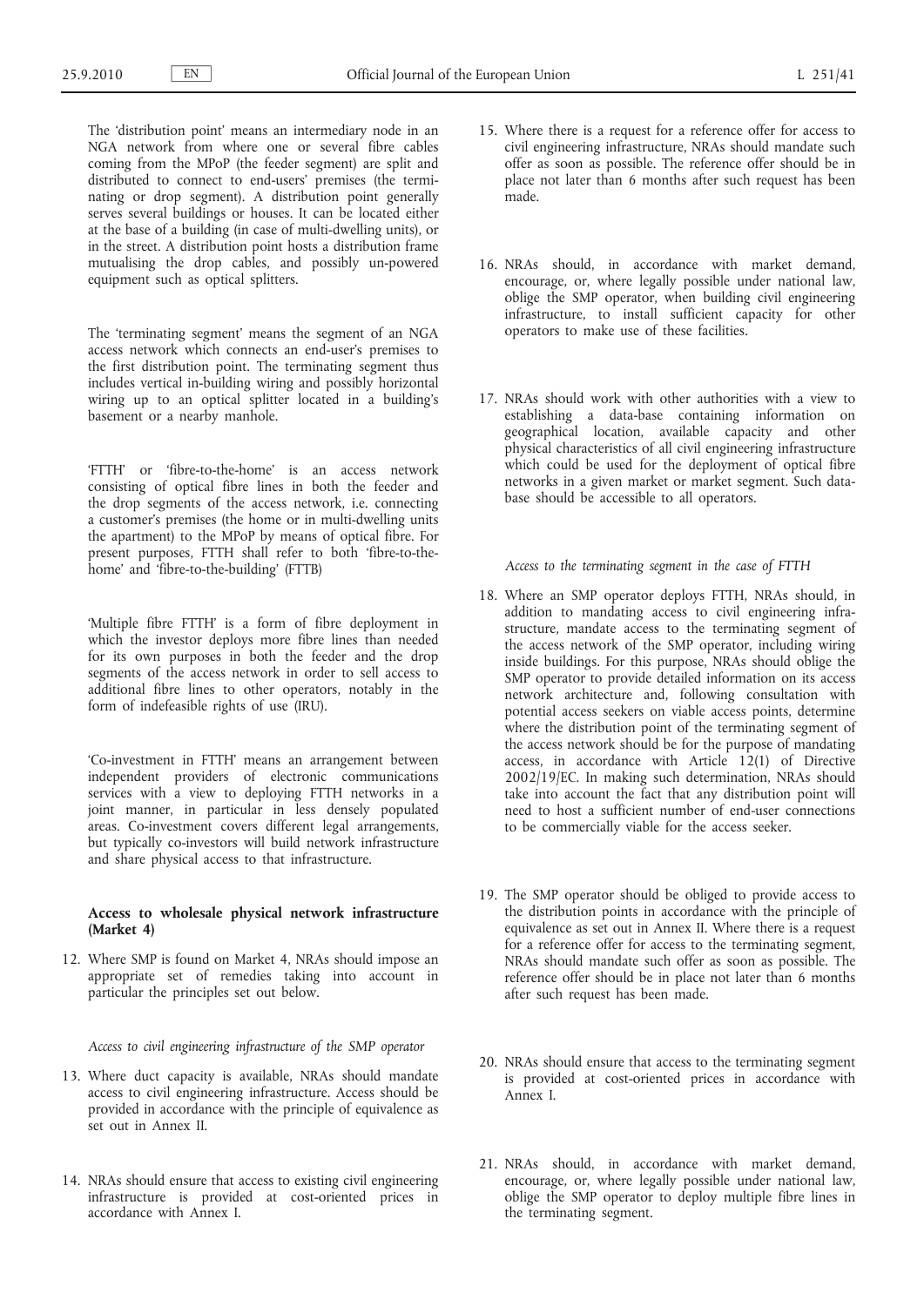The 'distribution point' means an intermediary node in an NGA network from where one or several fibre cables coming from the MPoP (the feeder segment) are split and distributed to connect to end-users' premises (the terminating or drop segment). A distribution point generally serves several buildings or houses. It can be located either at the base of a building (in case of multi-dwelling units), or in the street. A distribution point hosts a distribution frame mutualising the drop cables, and possibly un-powered equipment such as optical splitters.

The 'terminating segment' means the segment of an NGA access network which connects an end-user's premises to the first distribution point. The terminating segment thus includes vertical in-building wiring and possibly horizontal wiring up to an optical splitter located in a building's basement or a nearby manhole.

'FTTH' or 'fibre-to-the-home' is an access network consisting of optical fibre lines in both the feeder and the drop segments of the access network, i.e. connecting a customer's premises (the home or in multi-dwelling units the apartment) to the MPoP by means of optical fibre. For present purposes, FTTH shall refer to both 'fibre-to-the-home' and 'fibre-to-the-building' (FTTB)

'Multiple fibre FTTH' is a form of fibre deployment in which the investor deploys more fibre lines than needed for its own purposes in both the feeder and the drop segments of the access network in order to sell access to additional fibre lines to other operators, notably in the form of indefeasible rights of use (IRU).

'Co-investment in FTTH' means an arrangement between independent providers of electronic communications services with a view to deploying FTTH networks in a joint manner, in particular in less densely populated areas. Co-investment covers different legal arrangements, but typically co-investors will build network infrastructure and share physical access to that infrastructure.

### Access to wholesale physical network infrastructure (Market 4)

12. Where SMP is found on Market 4, NRAs should impose an appropriate set of remedies taking into account in particular the principles set out below.

*Access to civil engineering infrastructure of the SMP operator*

13. Where duct capacity is available, NRAs should mandate access to civil engineering infrastructure. Access should be provided in accordance with the principle of equivalence as set out in Annex II.

14. NRAs should ensure that access to existing civil engineering infrastructure is provided at cost-oriented prices in accordance with Annex I.

15. Where there is a request for a reference offer for access to civil engineering infrastructure, NRAs should mandate such offer as soon as possible. The reference offer should be in place not later than 6 months after such request has been made.

16. NRAs should, in accordance with market demand, encourage, or, where legally possible under national law, oblige the SMP operator, when building civil engineering infrastructure, to install sufficient capacity for other operators to make use of these facilities.

17. NRAs should work with other authorities with a view to establishing a data-base containing information on geographical location, available capacity and other physical characteristics of all civil engineering infrastructure which could be used for the deployment of optical fibre networks in a given market or market segment. Such data-base should be accessible to all operators.

*Access to the terminating segment in the case of FTTH*

18. Where an SMP operator deploys FTTH, NRAs should, in addition to mandating access to civil engineering infrastructure, mandate access to the terminating segment of the access network of the SMP operator, including wiring inside buildings. For this purpose, NRAs should oblige the SMP operator to provide detailed information on its access network architecture and, following consultation with potential access seekers on viable access points, determine where the distribution point of the terminating segment of the access network should be for the purpose of mandating access, in accordance with Article 12(1) of Directive 2002/19/EC. In making such determination, NRAs should take into account the fact that any distribution point will need to host a sufficient number of end-user connections to be commercially viable for the access seeker.

19. The SMP operator should be obliged to provide access to the distribution points in accordance with the principle of equivalence as set out in Annex II. Where there is a request for a reference offer for access to the terminating segment, NRAs should mandate such offer as soon as possible. The reference offer should be in place not later than 6 months after such request has been made.

20. NRAs should ensure that access to the terminating segment is provided at cost-oriented prices in accordance with Annex I.

21. NRAs should, in accordance with market demand, encourage, or, where legally possible under national law, oblige the SMP operator to deploy multiple fibre lines in the terminating segment.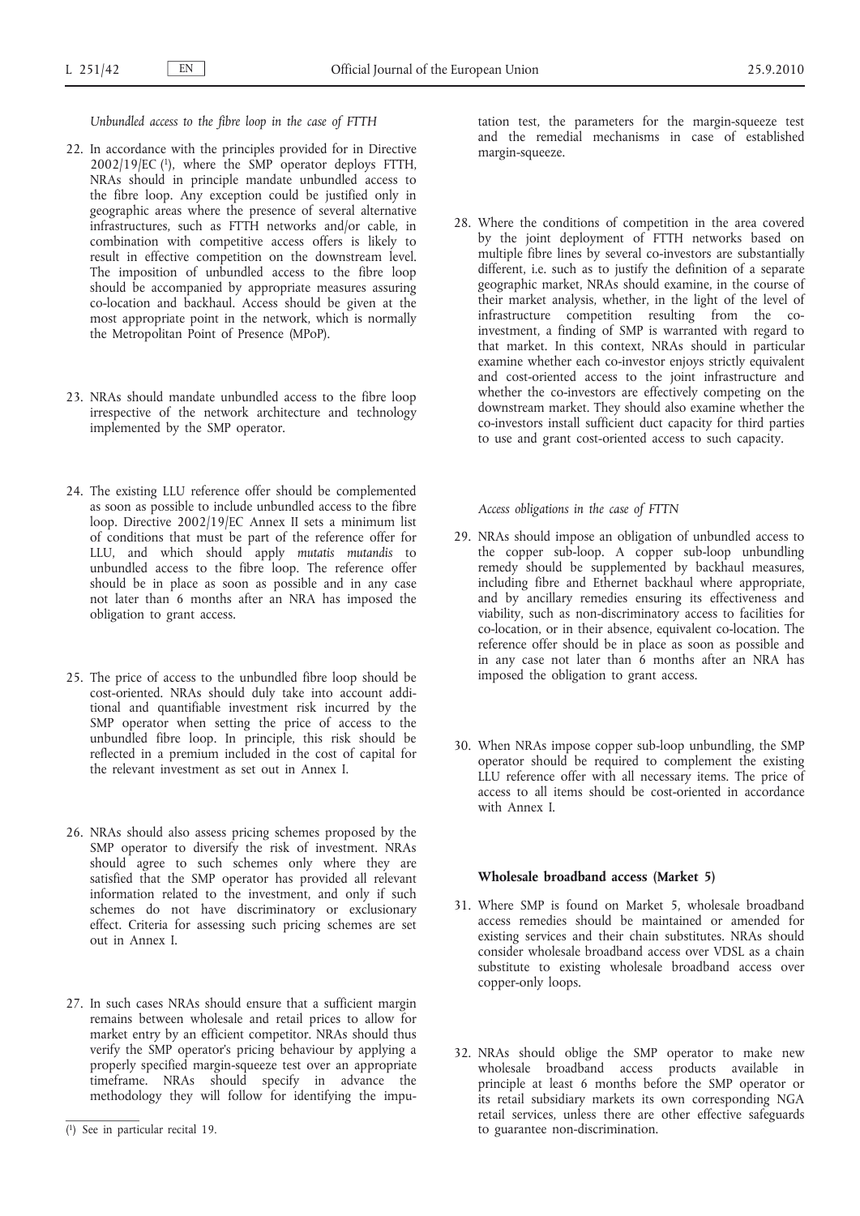*Unbundled access to the fibre loop in the case of FTTH*

22. In accordance with the principles provided for in Directive 2002/19/EC [1], where the SMP operator deploys FTTH, NRAs should in principle mandate unbundled access to the fibre loop. Any exception could be justified only in geographic areas where the presence of several alternative infrastructures, such as FTTH networks and/or cable, in combination with competitive access offers is likely to result in effective competition on the downstream level. The imposition of unbundled access to the fibre loop should be accompanied by appropriate measures assuring co-location and backhaul. Access should be given at the most appropriate point in the network, which is normally the Metropolitan Point of Presence (MPoP).

23. NRAs should mandate unbundled access to the fibre loop irrespective of the network architecture and technology implemented by the SMP operator.

24. The existing LLU reference offer should be complemented as soon as possible to include unbundled access to the fibre loop. Directive 2002/19/EC Annex II sets a minimum list of conditions that must be part of the reference offer for LLU, and which should apply *mutatis mutandis* to unbundled access to the fibre loop. The reference offer should be in place as soon as possible and in any case not later than 6 months after an NRA has imposed the obligation to grant access.

25. The price of access to the unbundled fibre loop should be cost-oriented. NRAs should duly take into account additional and quantifiable investment risk incurred by the SMP operator when setting the price of access to the unbundled fibre loop. In principle, this risk should be reflected in a premium included in the cost of capital for the relevant investment as set out in Annex I.

26. NRAs should also assess pricing schemes proposed by the SMP operator to diversify the risk of investment. NRAs should agree to such schemes only where they are satisfied that the SMP operator has provided all relevant information related to the investment, and only if such schemes do not have discriminatory or exclusionary effect. Criteria for assessing such pricing schemes are set out in Annex I.

27. In such cases NRAs should ensure that a sufficient margin remains between wholesale and retail prices to allow for market entry by an efficient competitor. NRAs should thus verify the SMP operator's pricing behaviour by applying a properly specified margin-squeeze test over an appropriate timeframe. NRAs should specify in advance the methodology they will follow for identifying the imputation test, the parameters for the margin-squeeze test and the remedial mechanisms in case of established margin-squeeze.

28. Where the conditions of competition in the area covered by the joint deployment of FTTH networks based on multiple fibre lines by several co-investors are substantially different, i.e. such as to justify the definition of a separate geographic market, NRAs should examine, in the course of their market analysis, whether, in the light of the level of infrastructure competition resulting from the co-investment, a finding of SMP is warranted with regard to that market. In this context, NRAs should in particular examine whether each co-investor enjoys strictly equivalent and cost-oriented access to the joint infrastructure and whether the co-investors are effectively competing on the downstream market. They should also examine whether the co-investors install sufficient duct capacity for third parties to use and grant cost-oriented access to such capacity.

*Access obligations in the case of FTTN*

29. NRAs should impose an obligation of unbundled access to the copper sub-loop. A copper sub-loop unbundling remedy should be supplemented by backhaul measures, including fibre and Ethernet backhaul where appropriate, and by ancillary remedies ensuring its effectiveness and viability, such as non-discriminatory access to facilities for co-location, or in their absence, equivalent co-location. The reference offer should be in place as soon as possible and in any case not later than 6 months after an NRA has imposed the obligation to grant access.

30. When NRAs impose copper sub-loop unbundling, the SMP operator should be required to complement the existing LLU reference offer with all necessary items. The price of access to all items should be cost-oriented in accordance with Annex I.

**Wholesale broadband access (Market 5)**

31. Where SMP is found on Market 5, wholesale broadband access remedies should be maintained or amended for existing services and their chain substitutes. NRAs should consider wholesale broadband access over VDSL as a chain substitute to existing wholesale broadband access over copper-only loops.

32. NRAs should oblige the SMP operator to make new wholesale broadband access products available in principle at least 6 months before the SMP operator or its retail subsidiary markets its own corresponding NGA retail services, unless there are other effective safeguards to guarantee non-discrimination.

[1] See in particular recital 19.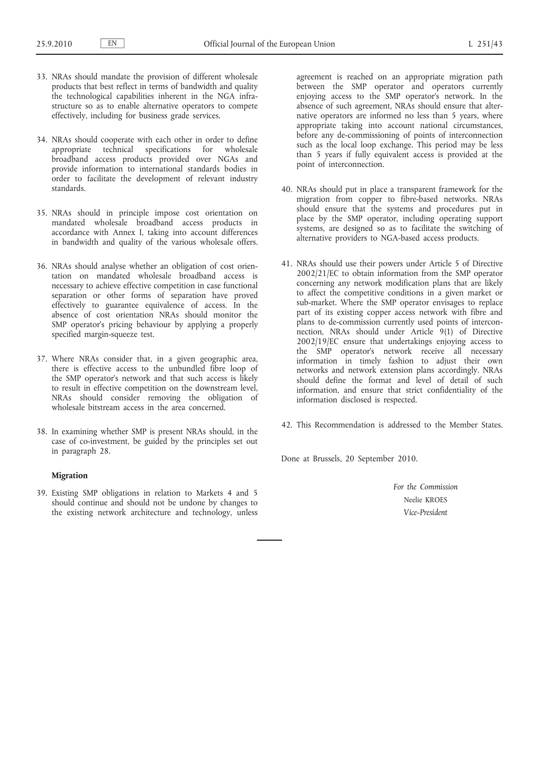33. NRAs should mandate the provision of different wholesale products that best reflect in terms of bandwidth and quality the technological capabilities inherent in the NGA infrastructure so as to enable alternative operators to compete effectively, including for business grade services.

34. NRAs should cooperate with each other in order to define appropriate technical specifications for wholesale broadband access products provided over NGAs and provide information to international standards bodies in order to facilitate the development of relevant industry standards.

35. NRAs should in principle impose cost orientation on mandated wholesale broadband access products in accordance with Annex I, taking into account differences in bandwidth and quality of the various wholesale offers.

36. NRAs should analyse whether an obligation of cost orientation on mandated wholesale broadband access is necessary to achieve effective competition in case functional separation or other forms of separation have proved effectively to guarantee equivalence of access. In the absence of cost orientation NRAs should monitor the SMP operator's pricing behaviour by applying a properly specified margin-squeeze test.

37. Where NRAs consider that, in a given geographic area, there is effective access to the unbundled fibre loop of the SMP operator's network and that such access is likely to result in effective competition on the downstream level, NRAs should consider removing the obligation of wholesale bitstream access in the area concerned.

38. In examining whether SMP is present NRAs should, in the case of co-investment, be guided by the principles set out in paragraph 28.

**Migration**

39. Existing SMP obligations in relation to Markets 4 and 5 should continue and should not be undone by changes to the existing network architecture and technology, unless agreement is reached on an appropriate migration path between the SMP operator and operators currently enjoying access to the SMP operator's network. In the absence of such agreement, NRAs should ensure that alternative operators are informed no less than 5 years, where appropriate taking into account national circumstances, before any de-commissioning of points of interconnection such as the local loop exchange. This period may be less than 5 years if fully equivalent access is provided at the point of interconnection.

40. NRAs should put in place a transparent framework for the migration from copper to fibre-based networks. NRAs should ensure that the systems and procedures put in place by the SMP operator, including operating support systems, are designed so as to facilitate the switching of alternative providers to NGA-based access products.

41. NRAs should use their powers under Article 5 of Directive 2002/21/EC to obtain information from the SMP operator concerning any network modification plans that are likely to affect the competitive conditions in a given market or sub-market. Where the SMP operator envisages to replace part of its existing copper access network with fibre and plans to de-commission currently used points of interconnection, NRAs should under Article 9(1) of Directive 2002/19/EC ensure that undertakings enjoying access to the SMP operator's network receive all necessary information in timely fashion to adjust their own networks and network extension plans accordingly. NRAs should define the format and level of detail of such information, and ensure that strict confidentiality of the information disclosed is respected.

42. This Recommendation is addressed to the Member States.

Done at Brussels, 20 September 2010.

*For the Commission*

Neelie KROES

*Vice-President*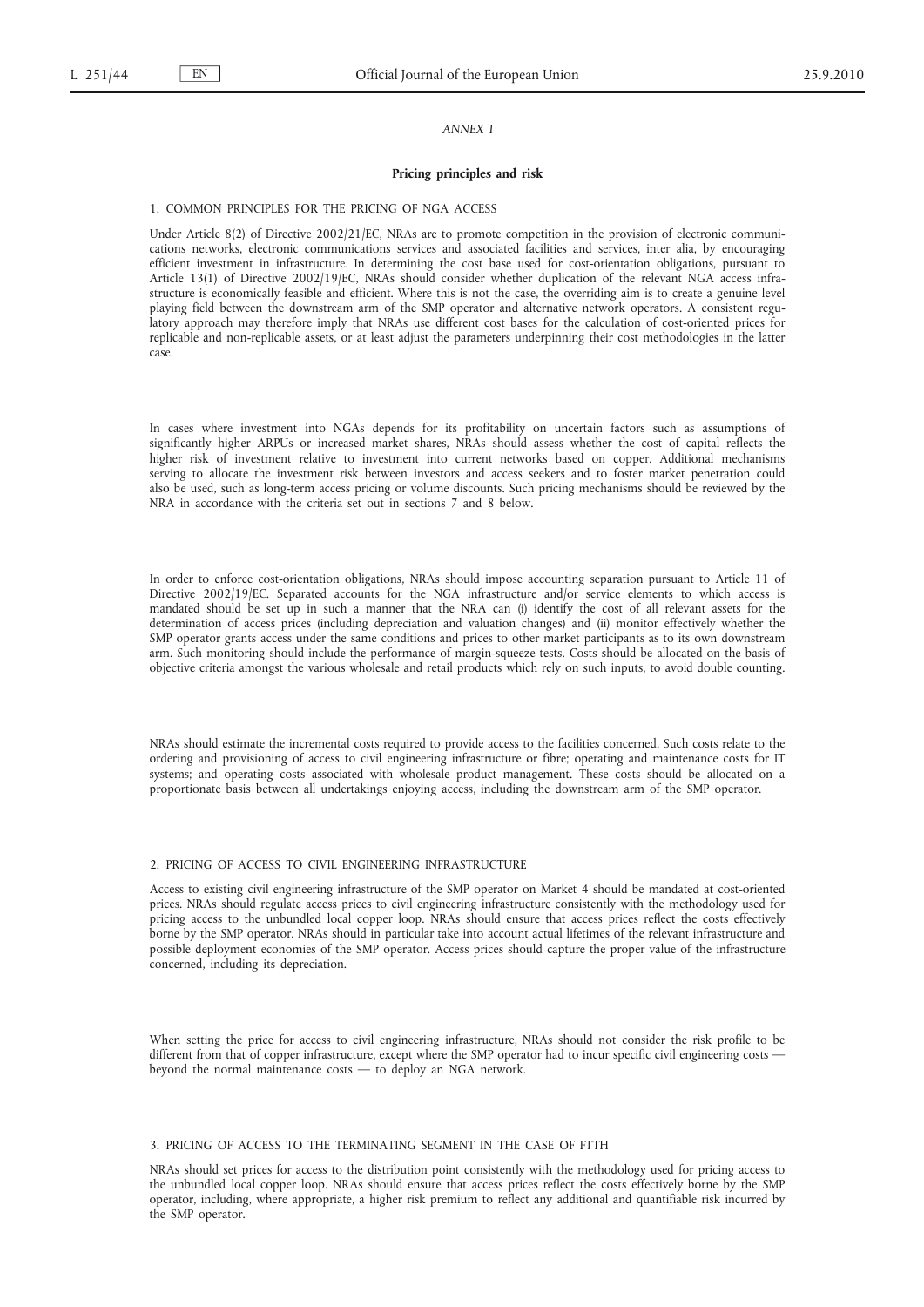*ANNEX I*

## Pricing principles and risk

### 1. COMMON PRINCIPLES FOR THE PRICING OF NGA ACCESS

Under Article 8(2) of Directive 2002/21/EC, NRAs are to promote competition in the provision of electronic communications networks, electronic communications services and associated facilities and services, inter alia, by encouraging efficient investment in infrastructure. In determining the cost base used for cost-orientation obligations, pursuant to Article 13(1) of Directive 2002/19/EC, NRAs should consider whether duplication of the relevant NGA access infrastructure is economically feasible and efficient. Where this is not the case, the overriding aim is to create a genuine level playing field between the downstream arm of the SMP operator and alternative network operators. A consistent regulatory approach may therefore imply that NRAs use different cost bases for the calculation of cost-oriented prices for replicable and non-replicable assets, or at least adjust the parameters underpinning their cost methodologies in the latter case.

In cases where investment into NGAs depends for its profitability on uncertain factors such as assumptions of significantly higher ARPUs or increased market shares, NRAs should assess whether the cost of capital reflects the higher risk of investment relative to investment into current networks based on copper. Additional mechanisms serving to allocate the investment risk between investors and access seekers and to foster market penetration could also be used, such as long-term access pricing or volume discounts. Such pricing mechanisms should be reviewed by the NRA in accordance with the criteria set out in sections 7 and 8 below.

In order to enforce cost-orientation obligations, NRAs should impose accounting separation pursuant to Article 11 of Directive 2002/19/EC. Separated accounts for the NGA infrastructure and/or service elements to which access is mandated should be set up in such a manner that the NRA can (i) identify the cost of all relevant assets for the determination of access prices (including depreciation and valuation changes) and (ii) monitor effectively whether the SMP operator grants access under the same conditions and prices to other market participants as to its own downstream arm. Such monitoring should include the performance of margin-squeeze tests. Costs should be allocated on the basis of objective criteria amongst the various wholesale and retail products which rely on such inputs, to avoid double counting.

NRAs should estimate the incremental costs required to provide access to the facilities concerned. Such costs relate to the ordering and provisioning of access to civil engineering infrastructure or fibre; operating and maintenance costs for IT systems; and operating costs associated with wholesale product management. These costs should be allocated on a proportionate basis between all undertakings enjoying access, including the downstream arm of the SMP operator.

### 2. PRICING OF ACCESS TO CIVIL ENGINEERING INFRASTRUCTURE

Access to existing civil engineering infrastructure of the SMP operator on Market 4 should be mandated at cost-oriented prices. NRAs should regulate access prices to civil engineering infrastructure consistently with the methodology used for pricing access to the unbundled local copper loop. NRAs should ensure that access prices reflect the costs effectively borne by the SMP operator. NRAs should in particular take into account actual lifetimes of the relevant infrastructure and possible deployment economies of the SMP operator. Access prices should capture the proper value of the infrastructure concerned, including its depreciation.

When setting the price for access to civil engineering infrastructure, NRAs should not consider the risk profile to be different from that of copper infrastructure, except where the SMP operator had to incur specific civil engineering costs — beyond the normal maintenance costs — to deploy an NGA network.

### 3. PRICING OF ACCESS TO THE TERMINATING SEGMENT IN THE CASE OF FTTH

NRAs should set prices for access to the distribution point consistently with the methodology used for pricing access to the unbundled local copper loop. NRAs should ensure that access prices reflect the costs effectively borne by the SMP operator, including, where appropriate, a higher risk premium to reflect any additional and quantifiable risk incurred by the SMP operator.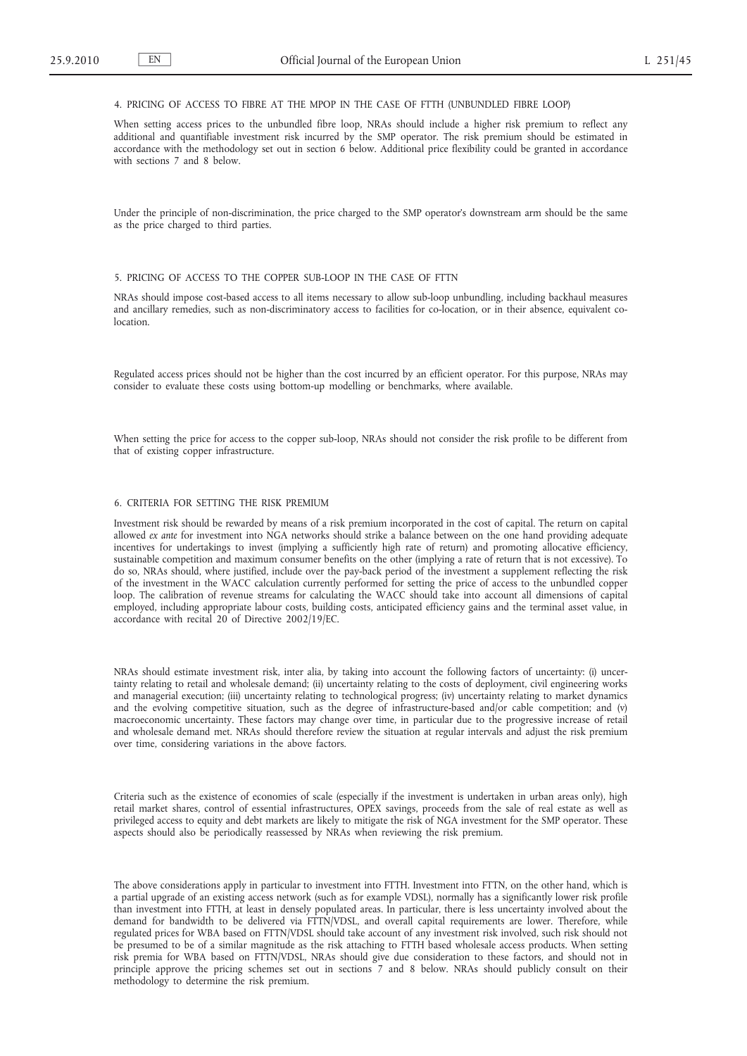## 4. PRICING OF ACCESS TO FIBRE AT THE MPOP IN THE CASE OF FTTH (UNBUNDLED FIBRE LOOP)

When setting access prices to the unbundled fibre loop, NRAs should include a higher risk premium to reflect any additional and quantifiable investment risk incurred by the SMP operator. The risk premium should be estimated in accordance with the methodology set out in section 6 below. Additional price flexibility could be granted in accordance with sections 7 and 8 below.

Under the principle of non-discrimination, the price charged to the SMP operator's downstream arm should be the same as the price charged to third parties.

## 5. PRICING OF ACCESS TO THE COPPER SUB-LOOP IN THE CASE OF FTTN

NRAs should impose cost-based access to all items necessary to allow sub-loop unbundling, including backhaul measures and ancillary remedies, such as non-discriminatory access to facilities for co-location, or in their absence, equivalent co-location.

Regulated access prices should not be higher than the cost incurred by an efficient operator. For this purpose, NRAs may consider to evaluate these costs using bottom-up modelling or benchmarks, where available.

When setting the price for access to the copper sub-loop, NRAs should not consider the risk profile to be different from that of existing copper infrastructure.

## 6. CRITERIA FOR SETTING THE RISK PREMIUM

Investment risk should be rewarded by means of a risk premium incorporated in the cost of capital. The return on capital allowed *ex ante* for investment into NGA networks should strike a balance between on the one hand providing adequate incentives for undertakings to invest (implying a sufficiently high rate of return) and promoting allocative efficiency, sustainable competition and maximum consumer benefits on the other (implying a rate of return that is not excessive). To do so, NRAs should, where justified, include over the pay-back period of the investment a supplement reflecting the risk of the investment in the WACC calculation currently performed for setting the price of access to the unbundled copper loop. The calibration of revenue streams for calculating the WACC should take into account all dimensions of capital employed, including appropriate labour costs, building costs, anticipated efficiency gains and the terminal asset value, in accordance with recital 20 of Directive 2002/19/EC.

NRAs should estimate investment risk, inter alia, by taking into account the following factors of uncertainty: (i) uncertainty relating to retail and wholesale demand; (ii) uncertainty relating to the costs of deployment, civil engineering works and managerial execution; (iii) uncertainty relating to technological progress; (iv) uncertainty relating to market dynamics and the evolving competitive situation, such as the degree of infrastructure-based and/or cable competition; and (v) macroeconomic uncertainty. These factors may change over time, in particular due to the progressive increase of retail and wholesale demand met. NRAs should therefore review the situation at regular intervals and adjust the risk premium over time, considering variations in the above factors.

Criteria such as the existence of economies of scale (especially if the investment is undertaken in urban areas only), high retail market shares, control of essential infrastructures, OPEX savings, proceeds from the sale of real estate as well as privileged access to equity and debt markets are likely to mitigate the risk of NGA investment for the SMP operator. These aspects should also be periodically reassessed by NRAs when reviewing the risk premium.

The above considerations apply in particular to investment into FTTH. Investment into FTTN, on the other hand, which is a partial upgrade of an existing access network (such as for example VDSL), normally has a significantly lower risk profile than investment into FTTH, at least in densely populated areas. In particular, there is less uncertainty involved about the demand for bandwidth to be delivered via FTTN/VDSL, and overall capital requirements are lower. Therefore, while regulated prices for WBA based on FTTN/VDSL should take account of any investment risk involved, such risk should not be presumed to be of a similar magnitude as the risk attaching to FTTH based wholesale access products. When setting risk premia for WBA based on FTTN/VDSL, NRAs should give due consideration to these factors, and should not in principle approve the pricing schemes set out in sections 7 and 8 below. NRAs should publicly consult on their methodology to determine the risk premium.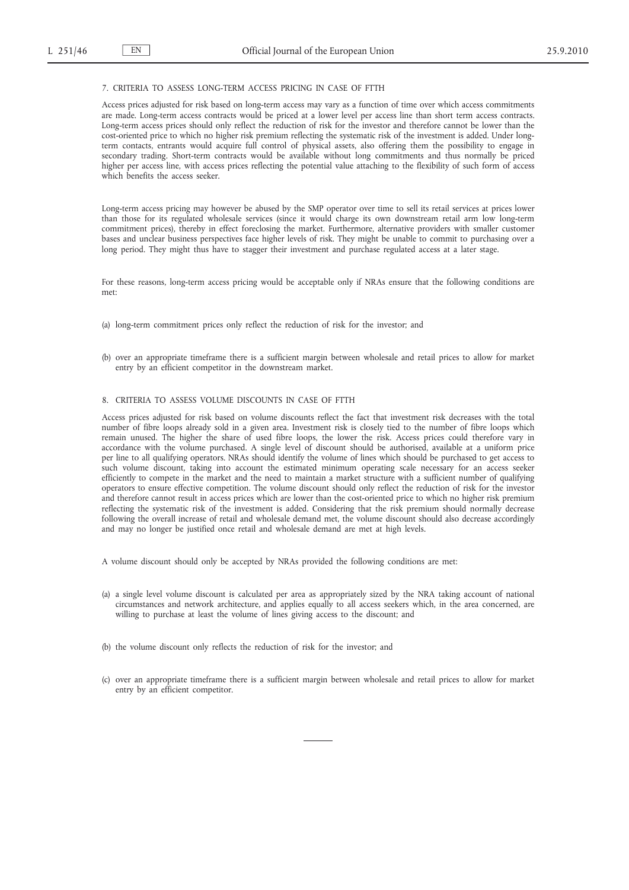## 7. CRITERIA TO ASSESS LONG-TERM ACCESS PRICING IN CASE OF FTTH

Access prices adjusted for risk based on long-term access may vary as a function of time over which access commitments are made. Long-term access contracts would be priced at a lower level per access line than short term access contracts. Long-term access prices should only reflect the reduction of risk for the investor and therefore cannot be lower than the cost-oriented price to which no higher risk premium reflecting the systematic risk of the investment is added. Under long-term contacts, entrants would acquire full control of physical assets, also offering them the possibility to engage in secondary trading. Short-term contracts would be available without long commitments and thus normally be priced higher per access line, with access prices reflecting the potential value attaching to the flexibility of such form of access which benefits the access seeker.

Long-term access pricing may however be abused by the SMP operator over time to sell its retail services at prices lower than those for its regulated wholesale services (since it would charge its own downstream retail arm low long-term commitment prices), thereby in effect foreclosing the market. Furthermore, alternative providers with smaller customer bases and unclear business perspectives face higher levels of risk. They might be unable to commit to purchasing over a long period. They might thus have to stagger their investment and purchase regulated access at a later stage.

For these reasons, long-term access pricing would be acceptable only if NRAs ensure that the following conditions are met:

(a) long-term commitment prices only reflect the reduction of risk for the investor; and

(b) over an appropriate timeframe there is a sufficient margin between wholesale and retail prices to allow for market entry by an efficient competitor in the downstream market.

## 8. CRITERIA TO ASSESS VOLUME DISCOUNTS IN CASE OF FTTH

Access prices adjusted for risk based on volume discounts reflect the fact that investment risk decreases with the total number of fibre loops already sold in a given area. Investment risk is closely tied to the number of fibre loops which remain unused. The higher the share of used fibre loops, the lower the risk. Access prices could therefore vary in accordance with the volume purchased. A single level of discount should be authorised, available at a uniform price per line to all qualifying operators. NRAs should identify the volume of lines which should be purchased to get access to such volume discount, taking into account the estimated minimum operating scale necessary for an access seeker efficiently to compete in the market and the need to maintain a market structure with a sufficient number of qualifying operators to ensure effective competition. The volume discount should only reflect the reduction of risk for the investor and therefore cannot result in access prices which are lower than the cost-oriented price to which no higher risk premium reflecting the systematic risk of the investment is added. Considering that the risk premium should normally decrease following the overall increase of retail and wholesale demand met, the volume discount should also decrease accordingly and may no longer be justified once retail and wholesale demand are met at high levels.

A volume discount should only be accepted by NRAs provided the following conditions are met:

(a) a single level volume discount is calculated per area as appropriately sized by the NRA taking account of national circumstances and network architecture, and applies equally to all access seekers which, in the area concerned, are willing to purchase at least the volume of lines giving access to the discount; and

(b) the volume discount only reflects the reduction of risk for the investor; and

(c) over an appropriate timeframe there is a sufficient margin between wholesale and retail prices to allow for market entry by an efficient competitor.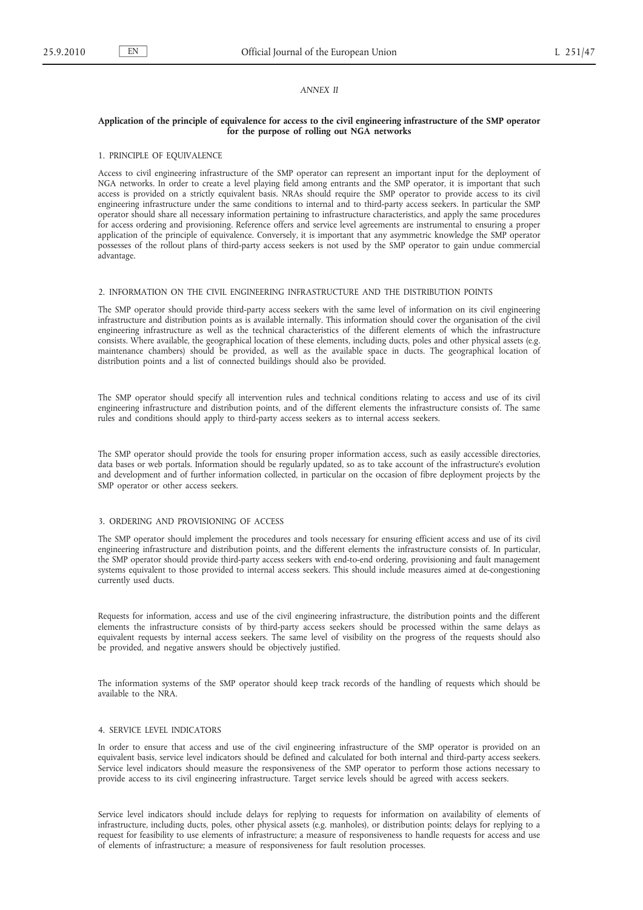*ANNEX II*

**Application of the principle of equivalence for access to the civil engineering infrastructure of the SMP operator for the purpose of rolling out NGA networks**

1. PRINCIPLE OF EQUIVALENCE

Access to civil engineering infrastructure of the SMP operator can represent an important input for the deployment of NGA networks. In order to create a level playing field among entrants and the SMP operator, it is important that such access is provided on a strictly equivalent basis. NRAs should require the SMP operator to provide access to its civil engineering infrastructure under the same conditions to internal and to third-party access seekers. In particular the SMP operator should share all necessary information pertaining to infrastructure characteristics, and apply the same procedures for access ordering and provisioning. Reference offers and service level agreements are instrumental to ensuring a proper application of the principle of equivalence. Conversely, it is important that any asymmetric knowledge the SMP operator possesses of the rollout plans of third-party access seekers is not used by the SMP operator to gain undue commercial advantage.

2. INFORMATION ON THE CIVIL ENGINEERING INFRASTRUCTURE AND THE DISTRIBUTION POINTS

The SMP operator should provide third-party access seekers with the same level of information on its civil engineering infrastructure and distribution points as is available internally. This information should cover the organisation of the civil engineering infrastructure as well as the technical characteristics of the different elements of which the infrastructure consists. Where available, the geographical location of these elements, including ducts, poles and other physical assets (e.g. maintenance chambers) should be provided, as well as the available space in ducts. The geographical location of distribution points and a list of connected buildings should also be provided.

The SMP operator should specify all intervention rules and technical conditions relating to access and use of its civil engineering infrastructure and distribution points, and of the different elements the infrastructure consists of. The same rules and conditions should apply to third-party access seekers as to internal access seekers.

The SMP operator should provide the tools for ensuring proper information access, such as easily accessible directories, data bases or web portals. Information should be regularly updated, so as to take account of the infrastructure's evolution and development and of further information collected, in particular on the occasion of fibre deployment projects by the SMP operator or other access seekers.

3. ORDERING AND PROVISIONING OF ACCESS

The SMP operator should implement the procedures and tools necessary for ensuring efficient access and use of its civil engineering infrastructure and distribution points, and the different elements the infrastructure consists of. In particular, the SMP operator should provide third-party access seekers with end-to-end ordering, provisioning and fault management systems equivalent to those provided to internal access seekers. This should include measures aimed at de-congestioning currently used ducts.

Requests for information, access and use of the civil engineering infrastructure, the distribution points and the different elements the infrastructure consists of by third-party access seekers should be processed within the same delays as equivalent requests by internal access seekers. The same level of visibility on the progress of the requests should also be provided, and negative answers should be objectively justified.

The information systems of the SMP operator should keep track records of the handling of requests which should be available to the NRA.

4. SERVICE LEVEL INDICATORS

In order to ensure that access and use of the civil engineering infrastructure of the SMP operator is provided on an equivalent basis, service level indicators should be defined and calculated for both internal and third-party access seekers. Service level indicators should measure the responsiveness of the SMP operator to perform those actions necessary to provide access to its civil engineering infrastructure. Target service levels should be agreed with access seekers.

Service level indicators should include delays for replying to requests for information on availability of elements of infrastructure, including ducts, poles, other physical assets (e.g. manholes), or distribution points; delays for replying to a request for feasibility to use elements of infrastructure; a measure of responsiveness to handle requests for access and use of elements of infrastructure; a measure of responsiveness for fault resolution processes.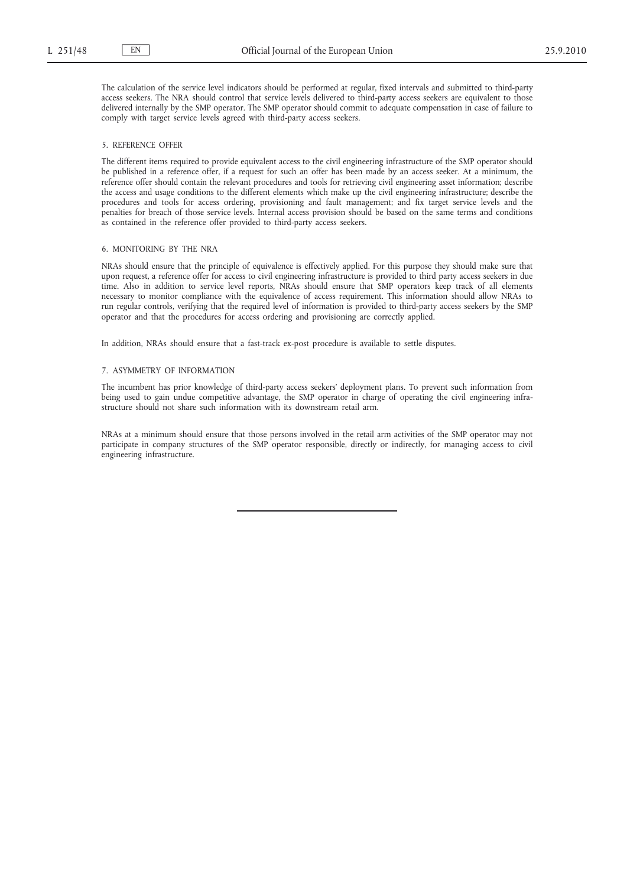The calculation of the service level indicators should be performed at regular, fixed intervals and submitted to third-party access seekers. The NRA should control that service levels delivered to third-party access seekers are equivalent to those delivered internally by the SMP operator. The SMP operator should commit to adequate compensation in case of failure to comply with target service levels agreed with third-party access seekers.

### 5. REFERENCE OFFER

The different items required to provide equivalent access to the civil engineering infrastructure of the SMP operator should be published in a reference offer, if a request for such an offer has been made by an access seeker. At a minimum, the reference offer should contain the relevant procedures and tools for retrieving civil engineering asset information; describe the access and usage conditions to the different elements which make up the civil engineering infrastructure; describe the procedures and tools for access ordering, provisioning and fault management; and fix target service levels and the penalties for breach of those service levels. Internal access provision should be based on the same terms and conditions as contained in the reference offer provided to third-party access seekers.

### 6. MONITORING BY THE NRA

NRAs should ensure that the principle of equivalence is effectively applied. For this purpose they should make sure that upon request, a reference offer for access to civil engineering infrastructure is provided to third party access seekers in due time. Also in addition to service level reports, NRAs should ensure that SMP operators keep track of all elements necessary to monitor compliance with the equivalence of access requirement. This information should allow NRAs to run regular controls, verifying that the required level of information is provided to third-party access seekers by the SMP operator and that the procedures for access ordering and provisioning are correctly applied.

In addition, NRAs should ensure that a fast-track ex-post procedure is available to settle disputes.

### 7. ASYMMETRY OF INFORMATION

The incumbent has prior knowledge of third-party access seekers' deployment plans. To prevent such information from being used to gain undue competitive advantage, the SMP operator in charge of operating the civil engineering infrastructure should not share such information with its downstream retail arm.

NRAs at a minimum should ensure that those persons involved in the retail arm activities of the SMP operator may not participate in company structures of the SMP operator responsible, directly or indirectly, for managing access to civil engineering infrastructure.